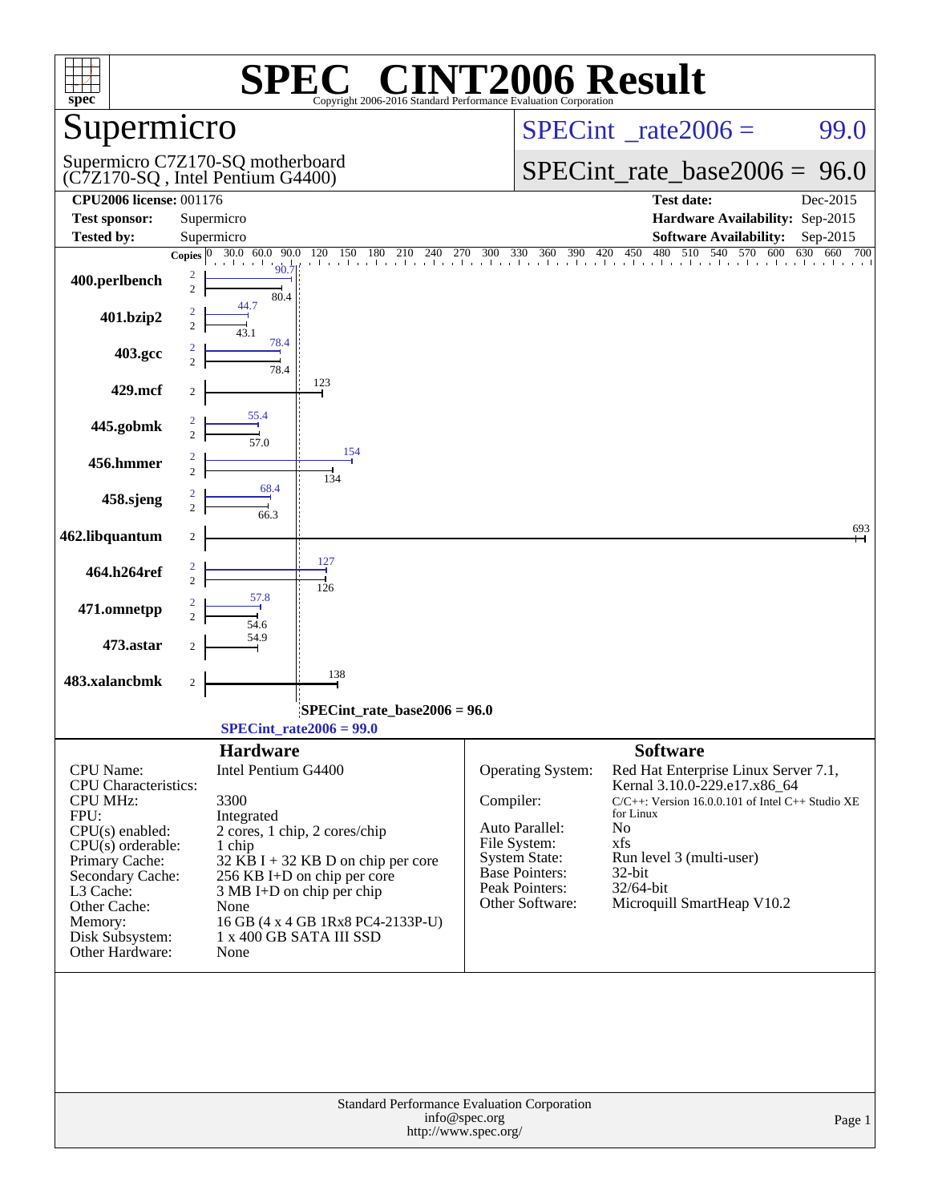# SPEC® CINT2006 Result

Copyright 2006-2016 Standard Performance Evaluation Corporation

## Supermicro

Supermicro C7Z170-SQ motherboard
(C7Z170-SQ , Intel Pentium G4400)

SPECint_rate2006 = 99.0

SPECint_rate_base2006 = 96.0

| | | | |
|---|---|---|---|
| **CPU2006 license:** 001176 | | **Test date:** | Dec-2015 |
| **Test sponsor:** | Supermicro | **Hardware Availability:** | Sep-2015 |
| **Tested by:** | Supermicro | **Software Availability:** | Sep-2015 |

| Benchmark | Copies (peak) | Peak | Copies (base) | Base |
|---|---|---|---|---|
| 400.perlbench | 2 | 90.7 | 2 | 80.4 |
| 401.bzip2 | 2 | 44.7 | 2 | 43.1 |
| 403.gcc | 2 | 78.4 | 2 | 78.4 |
| 429.mcf | | | 2 | 123 |
| 445.gobmk | 2 | 55.4 | 2 | 57.0 |
| 456.hmmer | 2 | 154 | 2 | 134 |
| 458.sjeng | 2 | 68.4 | 2 | 66.3 |
| 462.libquantum | | | 2 | 693 |
| 464.h264ref | 2 | 127 | 2 | 126 |
| 471.omnetpp | 2 | 57.8 | 2 | 54.6 |
| 473.astar | | | 2 | 54.9 |
| 483.xalancbmk | | | 2 | 138 |

SPECint_rate_base2006 = 96.0

SPECint_rate2006 = 99.0

### Hardware

| | |
|---|---|
| CPU Name: | Intel Pentium G4400 |
| CPU Characteristics: | |
| CPU MHz: | 3300 |
| FPU: | Integrated |
| CPU(s) enabled: | 2 cores, 1 chip, 2 cores/chip |
| CPU(s) orderable: | 1 chip |
| Primary Cache: | 32 KB I + 32 KB D on chip per core |
| Secondary Cache: | 256 KB I+D on chip per core |
| L3 Cache: | 3 MB I+D on chip per chip |
| Other Cache: | None |
| Memory: | 16 GB (4 x 4 GB 1Rx8 PC4-2133P-U) |
| Disk Subsystem: | 1 x 400 GB SATA III SSD |
| Other Hardware: | None |

### Software

| | |
|---|---|
| Operating System: | Red Hat Enterprise Linux Server 7.1, Kernal 3.10.0-229.e17.x86_64 |
| Compiler: | C/C++: Version 16.0.0.101 of Intel C++ Studio XE for Linux |
| Auto Parallel: | No |
| File System: | xfs |
| System State: | Run level 3 (multi-user) |
| Base Pointers: | 32-bit |
| Peak Pointers: | 32/64-bit |
| Other Software: | Microquill SmartHeap V10.2 |

Standard Performance Evaluation Corporation
info@spec.org
http://www.spec.org/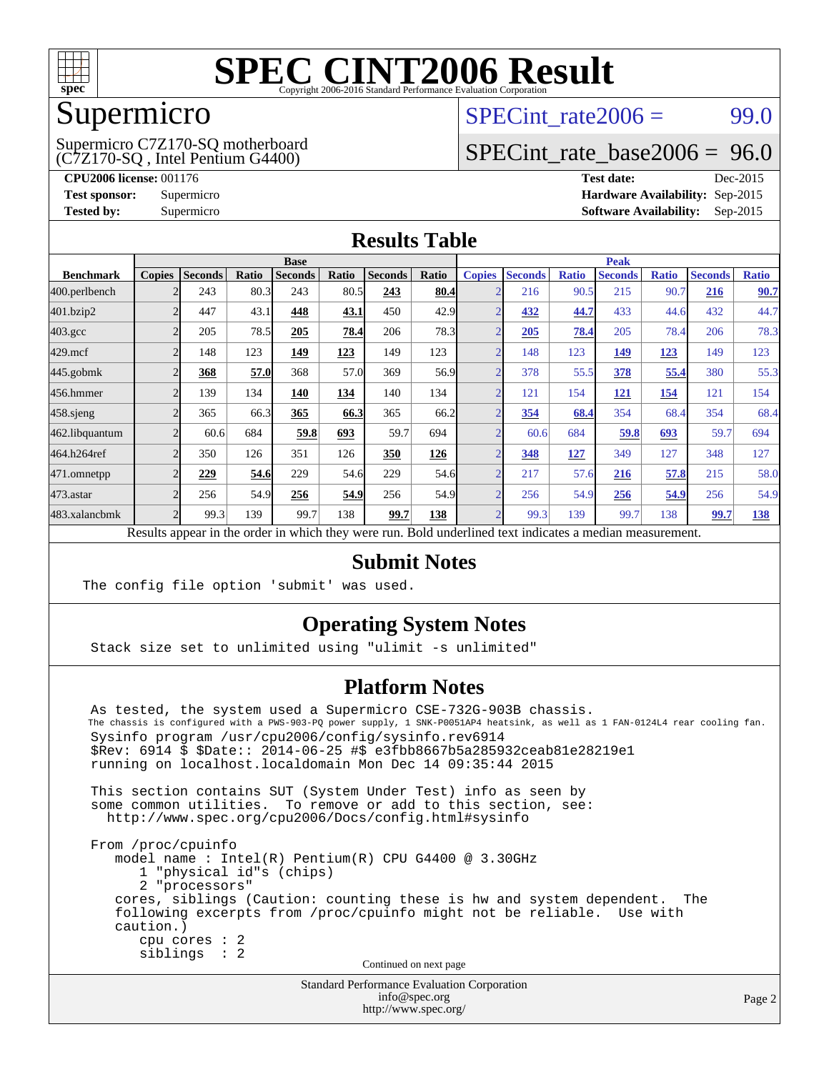# SPEC CINT2006 Result

Copyright 2006-2016 Standard Performance Evaluation Corporation

## Supermicro

Supermicro C7Z170-SQ motherboard
(C7Z170-SQ , Intel Pentium G4400)

SPECint_rate2006 = 99.0

SPECint_rate_base2006 = 96.0

**CPU2006 license:** 001176
**Test sponsor:** Supermicro
**Tested by:** Supermicro

**Test date:** Dec-2015
**Hardware Availability:** Sep-2015
**Software Availability:** Sep-2015

## Results Table

| | Base | | | | | | | Peak | | | | | | |
|---|---|---|---|---|---|---|---|---|---|---|---|---|---|---|
| **Benchmark** | **Copies** | **Seconds** | **Ratio** | **Seconds** | **Ratio** | **Seconds** | **Ratio** | **Copies** | **Seconds** | **Ratio** | **Seconds** | **Ratio** | **Seconds** | **Ratio** |
| 400.perlbench | 2 | 243 | 80.3 | 243 | 80.5 | **243** | **80.4** | 2 | 216 | 90.5 | 215 | 90.7 | **216** | **90.7** |
| 401.bzip2 | 2 | 447 | 43.1 | **448** | **43.1** | 450 | 42.9 | 2 | **432** | **44.7** | 433 | 44.6 | 432 | 44.7 |
| 403.gcc | 2 | 205 | 78.5 | **205** | **78.4** | 206 | 78.3 | 2 | **205** | **78.4** | 205 | 78.4 | 206 | 78.3 |
| 429.mcf | 2 | 148 | 123 | **149** | **123** | 149 | 123 | 2 | 148 | 123 | **149** | **123** | 149 | 123 |
| 445.gobmk | 2 | **368** | **57.0** | 368 | 57.0 | 369 | 56.9 | 2 | 378 | 55.5 | **378** | **55.4** | 380 | 55.3 |
| 456.hmmer | 2 | 139 | 134 | **140** | **134** | 140 | 134 | 2 | 121 | 154 | **121** | **154** | 121 | 154 |
| 458.sjeng | 2 | 365 | 66.3 | **365** | **66.3** | 365 | 66.2 | 2 | **354** | **68.4** | 354 | 68.4 | 354 | 68.4 |
| 462.libquantum | 2 | 60.6 | 684 | **59.8** | **693** | 59.7 | 694 | 2 | 60.6 | 684 | **59.8** | **693** | 59.7 | 694 |
| 464.h264ref | 2 | 350 | 126 | 351 | 126 | **350** | **126** | 2 | **348** | **127** | 349 | 127 | 348 | 127 |
| 471.omnetpp | 2 | **229** | **54.6** | 229 | 54.6 | 229 | 54.6 | 2 | 217 | 57.6 | **216** | **57.8** | 215 | 58.0 |
| 473.astar | 2 | 256 | 54.9 | **256** | **54.9** | 256 | 54.9 | 2 | 256 | 54.9 | **256** | **54.9** | 256 | 54.9 |
| 483.xalancbmk | 2 | 99.3 | 139 | 99.7 | 138 | **99.7** | **138** | 2 | 99.3 | 139 | 99.7 | 138 | **99.7** | **138** |

Results appear in the order in which they were run. Bold underlined text indicates a median measurement.

## Submit Notes

```
The config file option 'submit' was used.
```

## Operating System Notes

```
Stack size set to unlimited using "ulimit -s unlimited"
```

## Platform Notes

```
As tested, the system used a Supermicro CSE-732G-903B chassis.
The chassis is configured with a PWS-903-PQ power supply, 1 SNK-P0051AP4 heatsink, as well as 1 FAN-0124L4 rear cooling fan.
Sysinfo program /usr/cpu2006/config/sysinfo.rev6914
$Rev: 6914 $ $Date:: 2014-06-25 #$ e3fbb8667b5a285932ceab81e28219e1
running on localhost.localdomain Mon Dec 14 09:35:44 2015

This section contains SUT (System Under Test) info as seen by
some common utilities.  To remove or add to this section, see:
  http://www.spec.org/cpu2006/Docs/config.html#sysinfo

From /proc/cpuinfo
   model name : Intel(R) Pentium(R) CPU G4400 @ 3.30GHz
      1 "physical id"s (chips)
      2 "processors"
   cores, siblings (Caution: counting these is hw and system dependent.  The
   following excerpts from /proc/cpuinfo might not be reliable.  Use with
   caution.)
      cpu cores : 2
      siblings  : 2
```

Continued on next page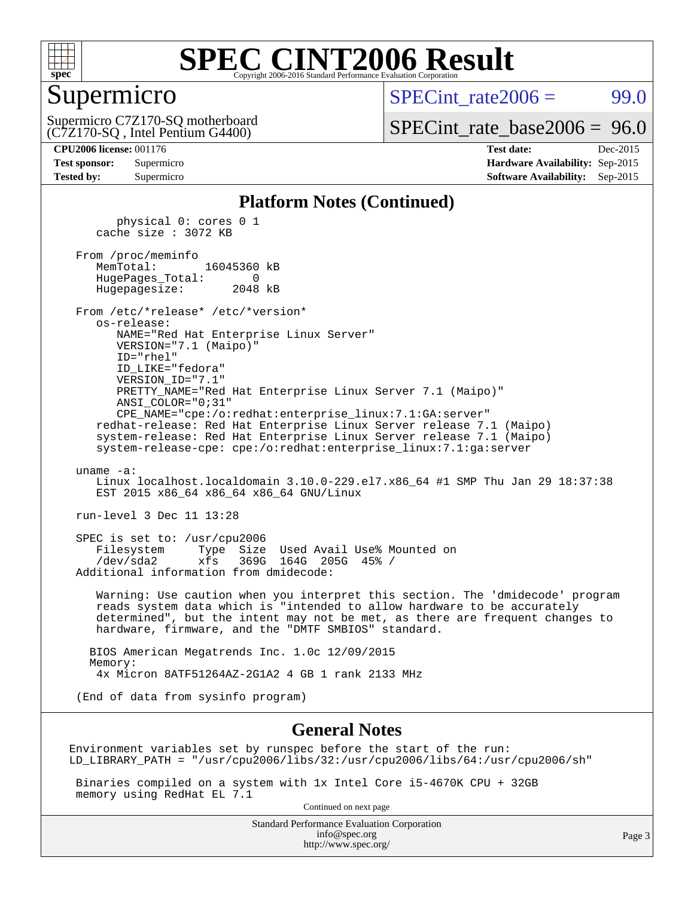# SPEC CINT2006 Result

Copyright 2006-2016 Standard Performance Evaluation Corporation

## Supermicro

Supermicro C7Z170-SQ motherboard (C7Z170-SQ , Intel Pentium G4400)

SPECint_rate2006 = 99.0

SPECint_rate_base2006 = 96.0

| | | | |
|---|---|---|---|
| **CPU2006 license:** 001176 | | **Test date:** | Dec-2015 |
| **Test sponsor:** | Supermicro | **Hardware Availability:** | Sep-2015 |
| **Tested by:** | Supermicro | **Software Availability:** | Sep-2015 |

### Platform Notes (Continued)

```
        physical 0: cores 0 1
     cache size : 3072 KB

  From /proc/meminfo
     MemTotal:       16045360 kB
     HugePages_Total:       0
     Hugepagesize:       2048 kB

  From /etc/*release* /etc/*version*
     os-release:
        NAME="Red Hat Enterprise Linux Server"
        VERSION="7.1 (Maipo)"
        ID="rhel"
        ID_LIKE="fedora"
        VERSION_ID="7.1"
        PRETTY_NAME="Red Hat Enterprise Linux Server 7.1 (Maipo)"
        ANSI_COLOR="0;31"
        CPE_NAME="cpe:/o:redhat:enterprise_linux:7.1:GA:server"
     redhat-release: Red Hat Enterprise Linux Server release 7.1 (Maipo)
     system-release: Red Hat Enterprise Linux Server release 7.1 (Maipo)
     system-release-cpe: cpe:/o:redhat:enterprise_linux:7.1:ga:server

  uname -a:
     Linux localhost.localdomain 3.10.0-229.el7.x86_64 #1 SMP Thu Jan 29 18:37:38
     EST 2015 x86_64 x86_64 x86_64 GNU/Linux

  run-level 3 Dec 11 13:28

  SPEC is set to: /usr/cpu2006
     Filesystem     Type  Size  Used Avail Use% Mounted on
     /dev/sda2      xfs   369G  164G  205G  45% /
  Additional information from dmidecode:

     Warning: Use caution when you interpret this section. The 'dmidecode' program
     reads system data which is "intended to allow hardware to be accurately
     determined", but the intent may not be met, as there are frequent changes to
     hardware, firmware, and the "DMTF SMBIOS" standard.

    BIOS American Megatrends Inc. 1.0c 12/09/2015
    Memory:
     4x Micron 8ATF51264AZ-2G1A2 4 GB 1 rank 2133 MHz

  (End of data from sysinfo program)
```

### General Notes

```
Environment variables set by runspec before the start of the run:
LD_LIBRARY_PATH = "/usr/cpu2006/libs/32:/usr/cpu2006/libs/64:/usr/cpu2006/sh"

 Binaries compiled on a system with 1x Intel Core i5-4670K CPU + 32GB
 memory using RedHat EL 7.1
```

Continued on next page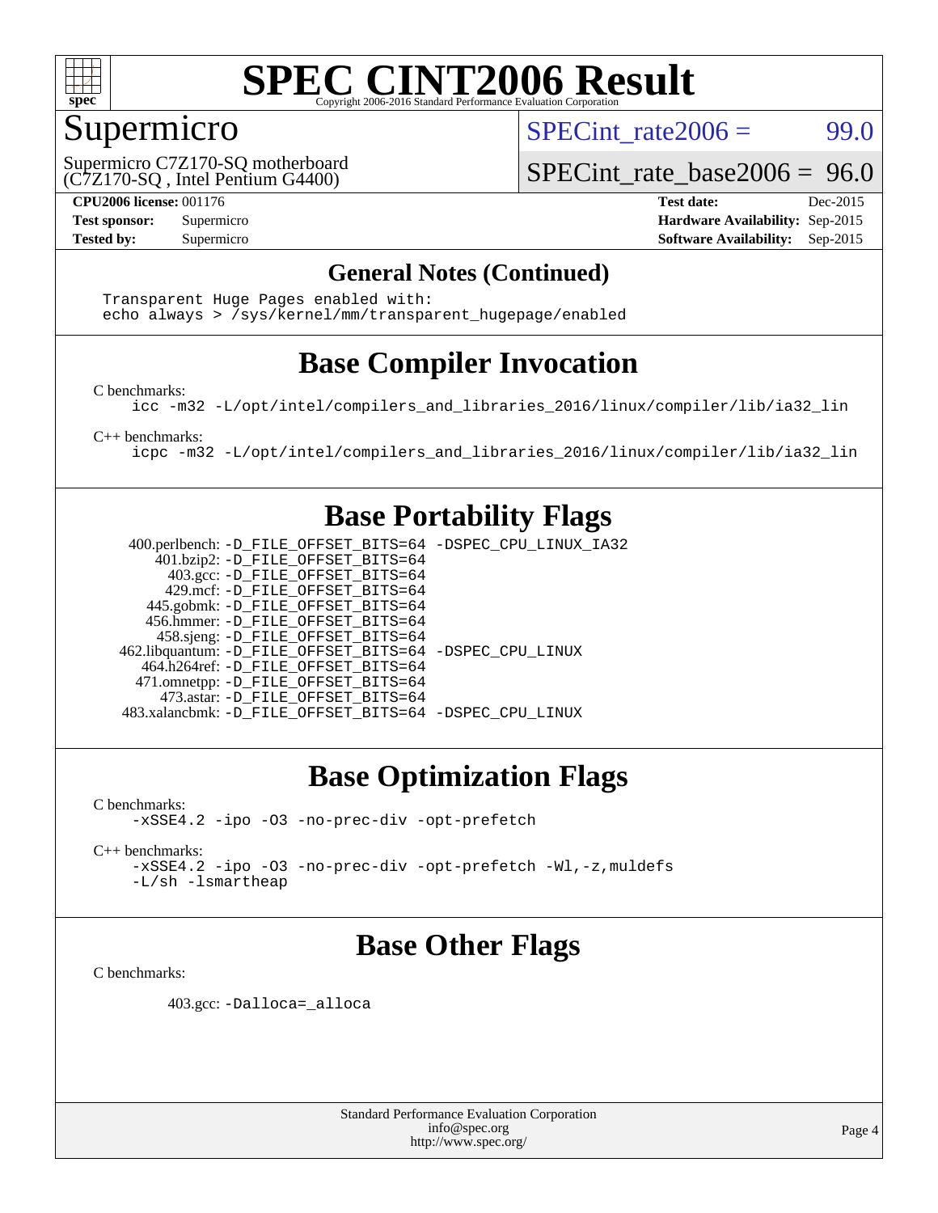# SPEC CINT2006 Result

## Supermicro

Supermicro C7Z170-SQ motherboard
(C7Z170-SQ , Intel Pentium G4400)

SPECint_rate2006 = 99.0

SPECint_rate_base2006 = 96.0

**CPU2006 license:** 001176
**Test sponsor:** Supermicro
**Tested by:** Supermicro

**Test date:** Dec-2015
**Hardware Availability:** Sep-2015
**Software Availability:** Sep-2015

### General Notes (Continued)

```
Transparent Huge Pages enabled with:
echo always > /sys/kernel/mm/transparent_hugepage/enabled
```

## Base Compiler Invocation

C benchmarks:

```
icc -m32 -L/opt/intel/compilers_and_libraries_2016/linux/compiler/lib/ia32_lin
```

C++ benchmarks:

```
icpc -m32 -L/opt/intel/compilers_and_libraries_2016/linux/compiler/lib/ia32_lin
```

## Base Portability Flags

| Benchmark | Flags |
|---|---|
| 400.perlbench: | -D_FILE_OFFSET_BITS=64 -DSPEC_CPU_LINUX_IA32 |
| 401.bzip2: | -D_FILE_OFFSET_BITS=64 |
| 403.gcc: | -D_FILE_OFFSET_BITS=64 |
| 429.mcf: | -D_FILE_OFFSET_BITS=64 |
| 445.gobmk: | -D_FILE_OFFSET_BITS=64 |
| 456.hmmer: | -D_FILE_OFFSET_BITS=64 |
| 458.sjeng: | -D_FILE_OFFSET_BITS=64 |
| 462.libquantum: | -D_FILE_OFFSET_BITS=64 -DSPEC_CPU_LINUX |
| 464.h264ref: | -D_FILE_OFFSET_BITS=64 |
| 471.omnetpp: | -D_FILE_OFFSET_BITS=64 |
| 473.astar: | -D_FILE_OFFSET_BITS=64 |
| 483.xalancbmk: | -D_FILE_OFFSET_BITS=64 -DSPEC_CPU_LINUX |

## Base Optimization Flags

C benchmarks:

```
-xSSE4.2 -ipo -O3 -no-prec-div -opt-prefetch
```

C++ benchmarks:

```
-xSSE4.2 -ipo -O3 -no-prec-div -opt-prefetch -Wl,-z,muldefs
-L/sh -lsmartheap
```

## Base Other Flags

C benchmarks:

403.gcc: `-Dalloca=_alloca`

Standard Performance Evaluation Corporation
info@spec.org
http://www.spec.org/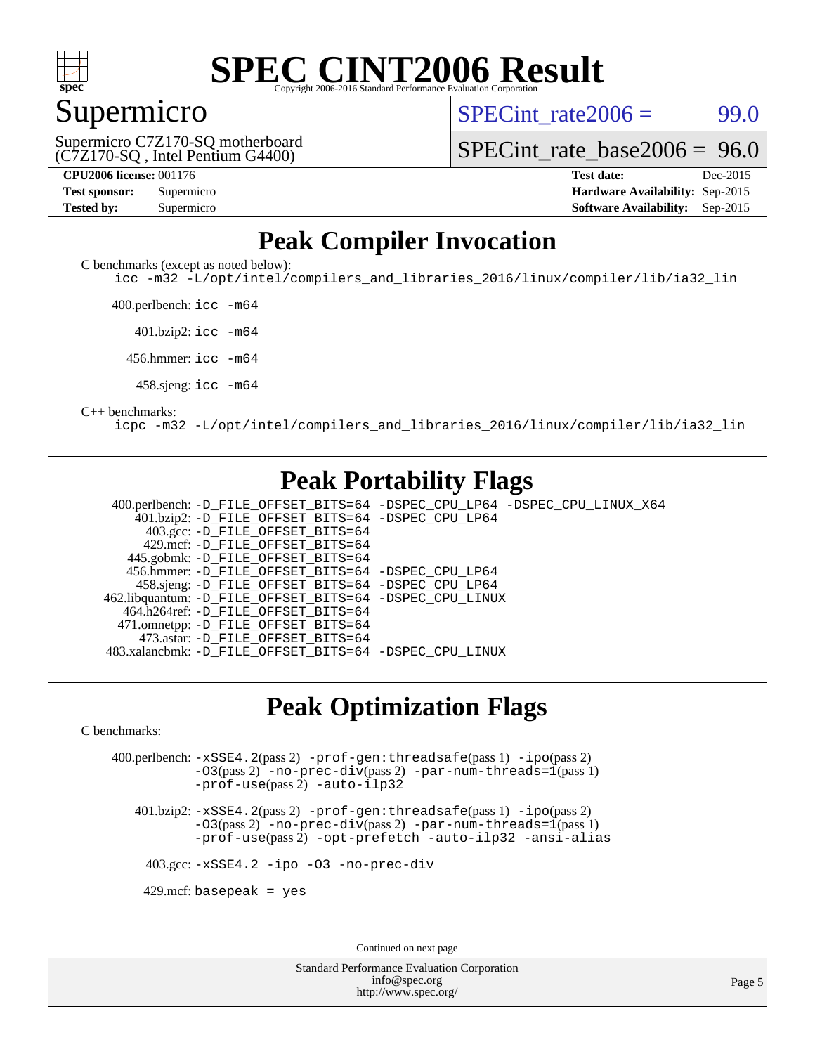# SPEC CINT2006 Result

Copyright 2006-2016 Standard Performance Evaluation Corporation

## Supermicro

Supermicro C7Z170-SQ motherboard
(C7Z170-SQ , Intel Pentium G4400)

SPECint_rate2006 = 99.0

SPECint_rate_base2006 = 96.0

| | | | |
|---|---|---|---|
| **CPU2006 license:** 001176 | | **Test date:** | Dec-2015 |
| **Test sponsor:** | Supermicro | **Hardware Availability:** | Sep-2015 |
| **Tested by:** | Supermicro | **Software Availability:** | Sep-2015 |

## Peak Compiler Invocation

C benchmarks (except as noted below):

```
icc -m32 -L/opt/intel/compilers_and_libraries_2016/linux/compiler/lib/ia32_lin
```

400.perlbench: `icc -m64`

401.bzip2: `icc -m64`

456.hmmer: `icc -m64`

458.sjeng: `icc -m64`

C++ benchmarks:

```
icpc -m32 -L/opt/intel/compilers_and_libraries_2016/linux/compiler/lib/ia32_lin
```

## Peak Portability Flags

400.perlbench: `-D_FILE_OFFSET_BITS=64 -DSPEC_CPU_LP64 -DSPEC_CPU_LINUX_X64`
401.bzip2: `-D_FILE_OFFSET_BITS=64 -DSPEC_CPU_LP64`
403.gcc: `-D_FILE_OFFSET_BITS=64`
429.mcf: `-D_FILE_OFFSET_BITS=64`
445.gobmk: `-D_FILE_OFFSET_BITS=64`
456.hmmer: `-D_FILE_OFFSET_BITS=64 -DSPEC_CPU_LP64`
458.sjeng: `-D_FILE_OFFSET_BITS=64 -DSPEC_CPU_LP64`
462.libquantum: `-D_FILE_OFFSET_BITS=64 -DSPEC_CPU_LINUX`
464.h264ref: `-D_FILE_OFFSET_BITS=64`
471.omnetpp: `-D_FILE_OFFSET_BITS=64`
473.astar: `-D_FILE_OFFSET_BITS=64`
483.xalancbmk: `-D_FILE_OFFSET_BITS=64 -DSPEC_CPU_LINUX`

## Peak Optimization Flags

C benchmarks:

400.perlbench: `-xSSE4.2`(pass 2) `-prof-gen:threadsafe`(pass 1) `-ipo`(pass 2) `-O3`(pass 2) `-no-prec-div`(pass 2) `-par-num-threads=1`(pass 1) `-prof-use`(pass 2) `-auto-ilp32`

401.bzip2: `-xSSE4.2`(pass 2) `-prof-gen:threadsafe`(pass 1) `-ipo`(pass 2) `-O3`(pass 2) `-no-prec-div`(pass 2) `-par-num-threads=1`(pass 1) `-prof-use`(pass 2) `-opt-prefetch -auto-ilp32 -ansi-alias`

403.gcc: `-xSSE4.2 -ipo -O3 -no-prec-div`

429.mcf: `basepeak = yes`

Continued on next page

Standard Performance Evaluation Corporation
info@spec.org
http://www.spec.org/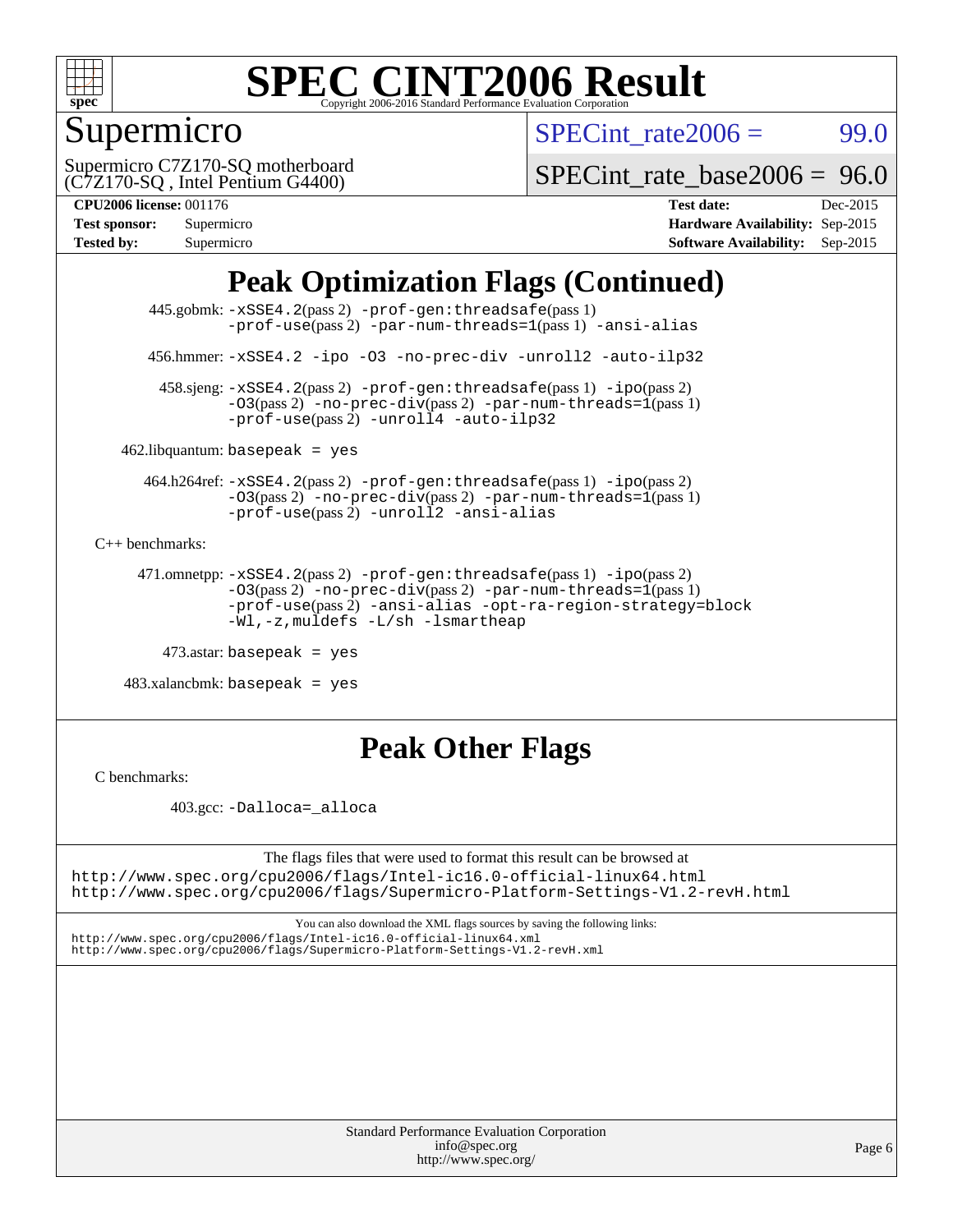# Peak Optimization Flags (Continued)

445.gobmk: -xSSE4.2(pass 2) -prof-gen:threadsafe(pass 1) -prof-use(pass 2) -par-num-threads=1(pass 1) -ansi-alias

456.hmmer: -xSSE4.2 -ipo -O3 -no-prec-div -unroll2 -auto-ilp32

458.sjeng: -xSSE4.2(pass 2) -prof-gen:threadsafe(pass 1) -ipo(pass 2) -O3(pass 2) -no-prec-div(pass 2) -par-num-threads=1(pass 1) -prof-use(pass 2) -unroll4 -auto-ilp32

462.libquantum: basepeak = yes

464.h264ref: -xSSE4.2(pass 2) -prof-gen:threadsafe(pass 1) -ipo(pass 2) -O3(pass 2) -no-prec-div(pass 2) -par-num-threads=1(pass 1) -prof-use(pass 2) -unroll2 -ansi-alias

C++ benchmarks:

471.omnetpp: -xSSE4.2(pass 2) -prof-gen:threadsafe(pass 1) -ipo(pass 2) -O3(pass 2) -no-prec-div(pass 2) -par-num-threads=1(pass 1) -prof-use(pass 2) -ansi-alias -opt-ra-region-strategy=block -Wl,-z,muldefs -L/sh -lsmartheap

473.astar: basepeak = yes

483.xalancbmk: basepeak = yes

# Peak Other Flags

C benchmarks:

403.gcc: -Dalloca=_alloca

The flags files that were used to format this result can be browsed at
http://www.spec.org/cpu2006/flags/Intel-ic16.0-official-linux64.html
http://www.spec.org/cpu2006/flags/Supermicro-Platform-Settings-V1.2-revH.html

You can also download the XML flags sources by saving the following links:
http://www.spec.org/cpu2006/flags/Intel-ic16.0-official-linux64.xml
http://www.spec.org/cpu2006/flags/Supermicro-Platform-Settings-V1.2-revH.xml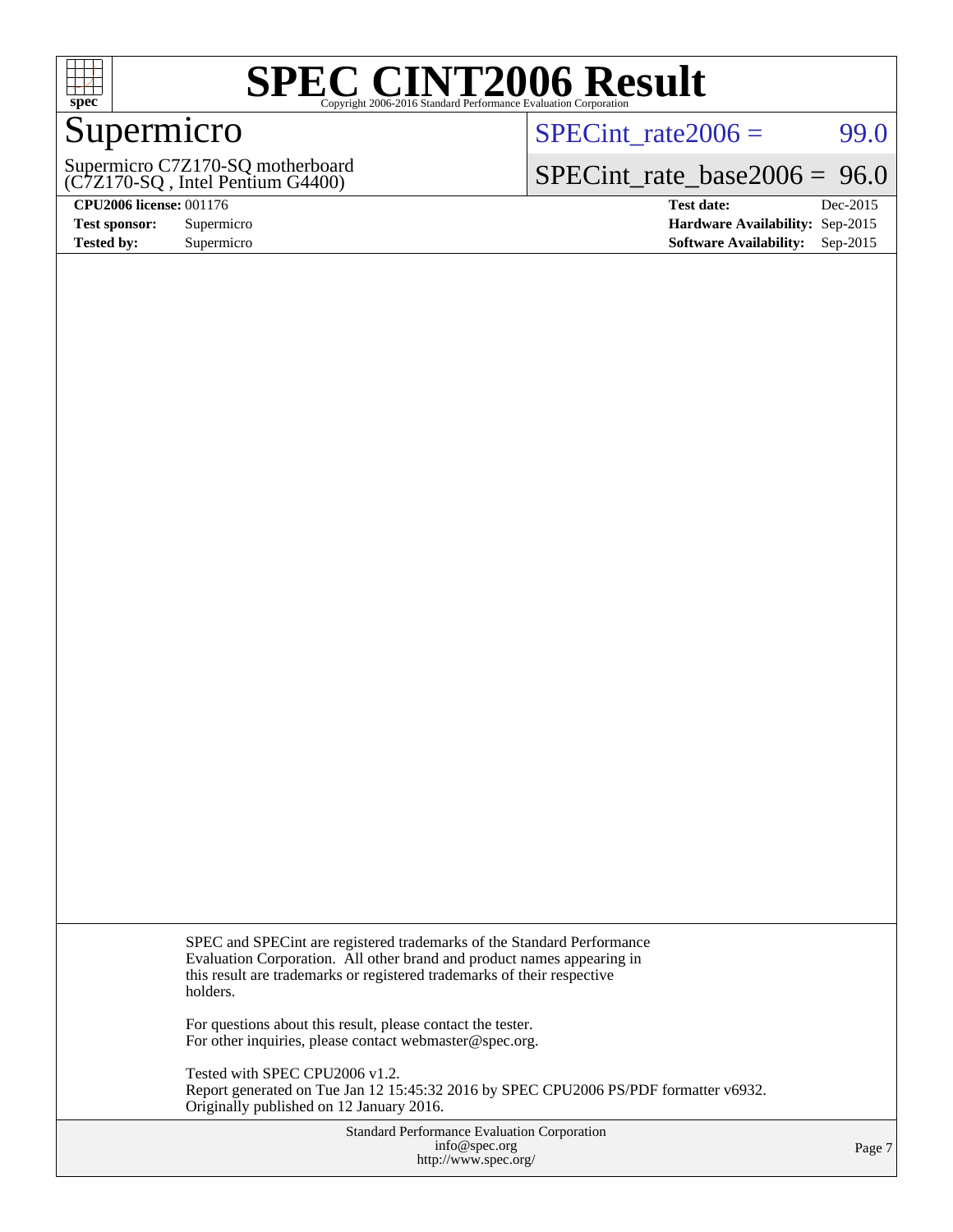SPEC and SPECint are registered trademarks of the Standard Performance Evaluation Corporation. All other brand and product names appearing in this result are trademarks or registered trademarks of their respective holders.

For questions about this result, please contact the tester.
For other inquiries, please contact webmaster@spec.org.

Tested with SPEC CPU2006 v1.2.
Report generated on Tue Jan 12 15:45:32 2016 by SPEC CPU2006 PS/PDF formatter v6932.
Originally published on 12 January 2016.